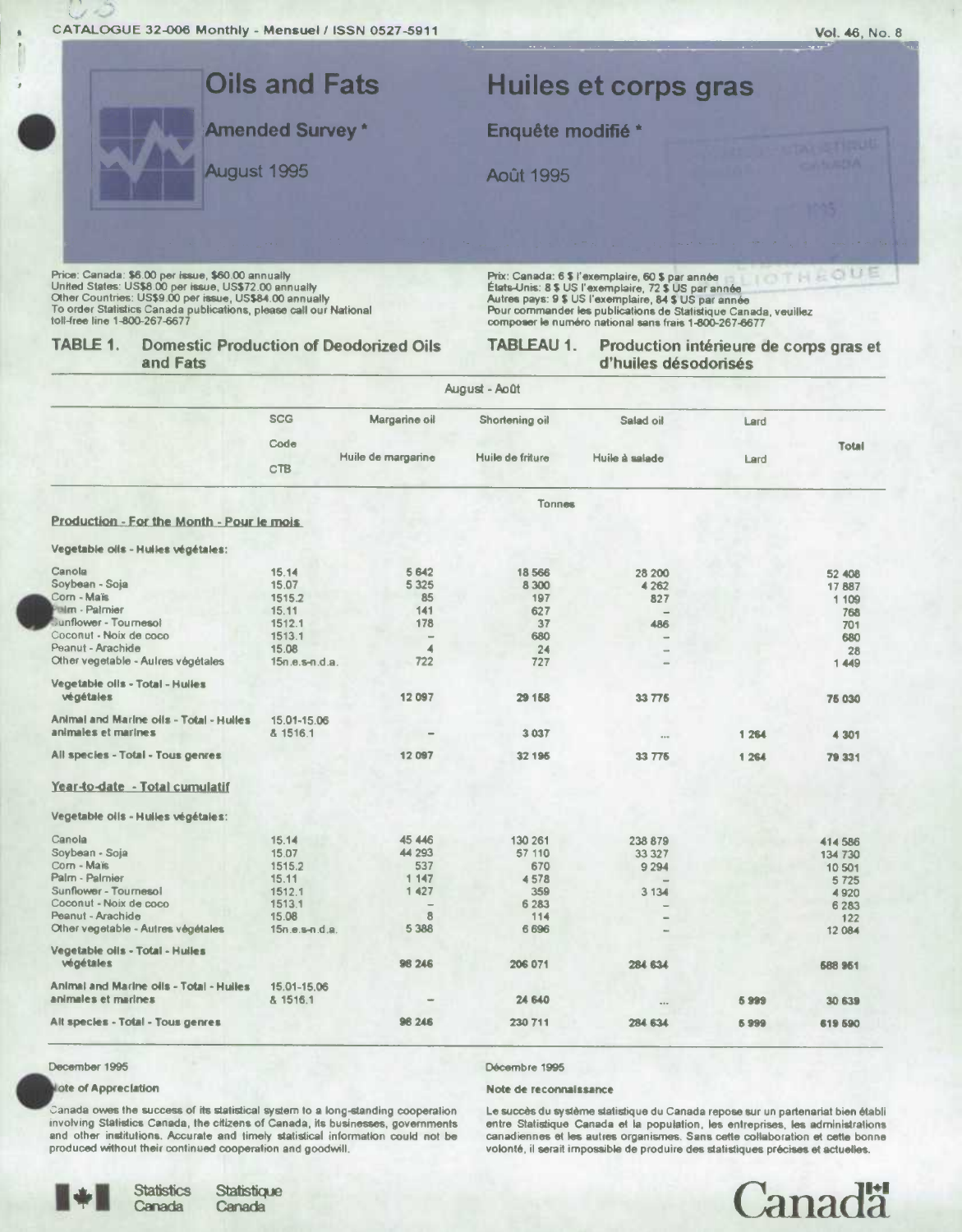CATALOGUE 32-006 Monthly - Mensuel / ISSN 0527-5911

Vol. 46, No. 8

# Oils and Fats

# Huiles et corps gras

## Amended Survey *

## Enquête modifié *

August 1995

Août 1995

Price: Canada: $6.00 per issue, $60.00 annually
United States: US$8.00 per issue, US$72.00 annually
Other Countries: US$9.00 per issue, US$84.00 annually
To order Statistics Canada publications, please call our National toll-free line 1-800-267-6677

Prix: Canada: 6 $ l'exemplaire, 60 $ par année
États-Unis: 8 $ US l'exemplaire, 72 $ US par année
Autres pays: 9 $ US l'exemplaire, 84 $ US par année
Pour commander les publications de Statistique Canada, veuillez composer le numéro national sans frais 1-800-267-6677

### TABLE 1. Domestic Production of Deodorized Oils and Fats

### TABLEAU 1. Production intérieure de corps gras et d'huiles désodorisés

August - Août

| | SCG Code CTB | Margarine oil / Huile de margarine | Shortening oil / Huile de friture | Salad oil / Huile à salade | Lard / Lard | Total |
|---|---|---|---|---|---|---|
| | | Tonnes | | | | |
| **Production - For the Month - Pour le mois** | | | | | | |
| **Vegetable oils - Huiles végétales:** | | | | | | |
| Canola | 15.14 | 5 642 | 18 566 | 28 200 | | 52 408 |
| Soybean - Soja | 15.07 | 5 325 | 8 300 | 4 262 | | 17 887 |
| Corn - Maïs | 1515.2 | 85 | 197 | 827 | | 1 109 |
| Palm - Palmier | 15.11 | 141 | 627 | – | | 768 |
| Sunflower - Tournesol | 1512.1 | 178 | 37 | 486 | | 701 |
| Coconut - Noix de coco | 1513.1 | – | 680 | – | | 680 |
| Peanut - Arachide | 15.08 | 4 | 24 | – | | 28 |
| Other vegetable - Autres végétales | 15n.e.s-n.d.a. | 722 | 727 | – | | 1 449 |
| **Vegetable oils - Total - Huiles végétales** | | 12 097 | 29 158 | 33 775 | | 75 030 |
| **Animal and Marine oils - Total - Huiles animales et marines** | 15.01-15.06 & 1516.1 | – | 3 037 | ... | 1 264 | 4 301 |
| **All species - Total - Tous genres** | | 12 097 | 32 195 | 33 775 | 1 264 | 79 331 |
| **Year-to-date - Total cumulatif** | | | | | | |
| **Vegetable oils - Huiles végétales:** | | | | | | |
| Canola | 15.14 | 45 446 | 130 261 | 238 879 | | 414 586 |
| Soybean - Soja | 15.07 | 44 293 | 57 110 | 33 327 | | 134 730 |
| Corn - Maïs | 1515.2 | 537 | 670 | 9 294 | | 10 501 |
| Palm - Palmier | 15.11 | 1 147 | 4 578 | – | | 5 725 |
| Sunflower - Tournesol | 1512.1 | 1 427 | 359 | 3 134 | | 4 920 |
| Coconut - Noix de coco | 1513.1 | – | 6 283 | – | | 6 283 |
| Peanut - Arachide | 15.08 | 8 | 114 | – | | 122 |
| Other vegetable - Autres végétales | 15n.e.s-n.d.a. | 5 388 | 6 696 | – | | 12 084 |
| **Vegetable oils - Total - Huiles végétales** | | 98 246 | 206 071 | 284 634 | | 588 951 |
| **Animal and Marine oils - Total - Huiles animales et marines** | 15.01-15.06 & 1516.1 | – | 24 640 | ... | 5 999 | 30 639 |
| **All species - Total - Tous genres** | | 98 246 | 230 711 | 284 634 | 5 999 | 619 590 |

December 1995

Décembre 1995

**Note of Appreciation**

Canada owes the success of its statistical system to a long-standing cooperation involving Statistics Canada, the citizens of Canada, its businesses, governments and other institutions. Accurate and timely statistical information could not be produced without their continued cooperation and goodwill.

**Note de reconnaissance**

Le succès du système statistique du Canada repose sur un partenariat bien établi entre Statistique Canada et la population, les entreprises, les administrations canadiennes et les autres organismes. Sans cette collaboration et cette bonne volonté, il serait impossible de produire des statistiques précises et actuelles.

Statistics Canada    Statistique Canada

Canada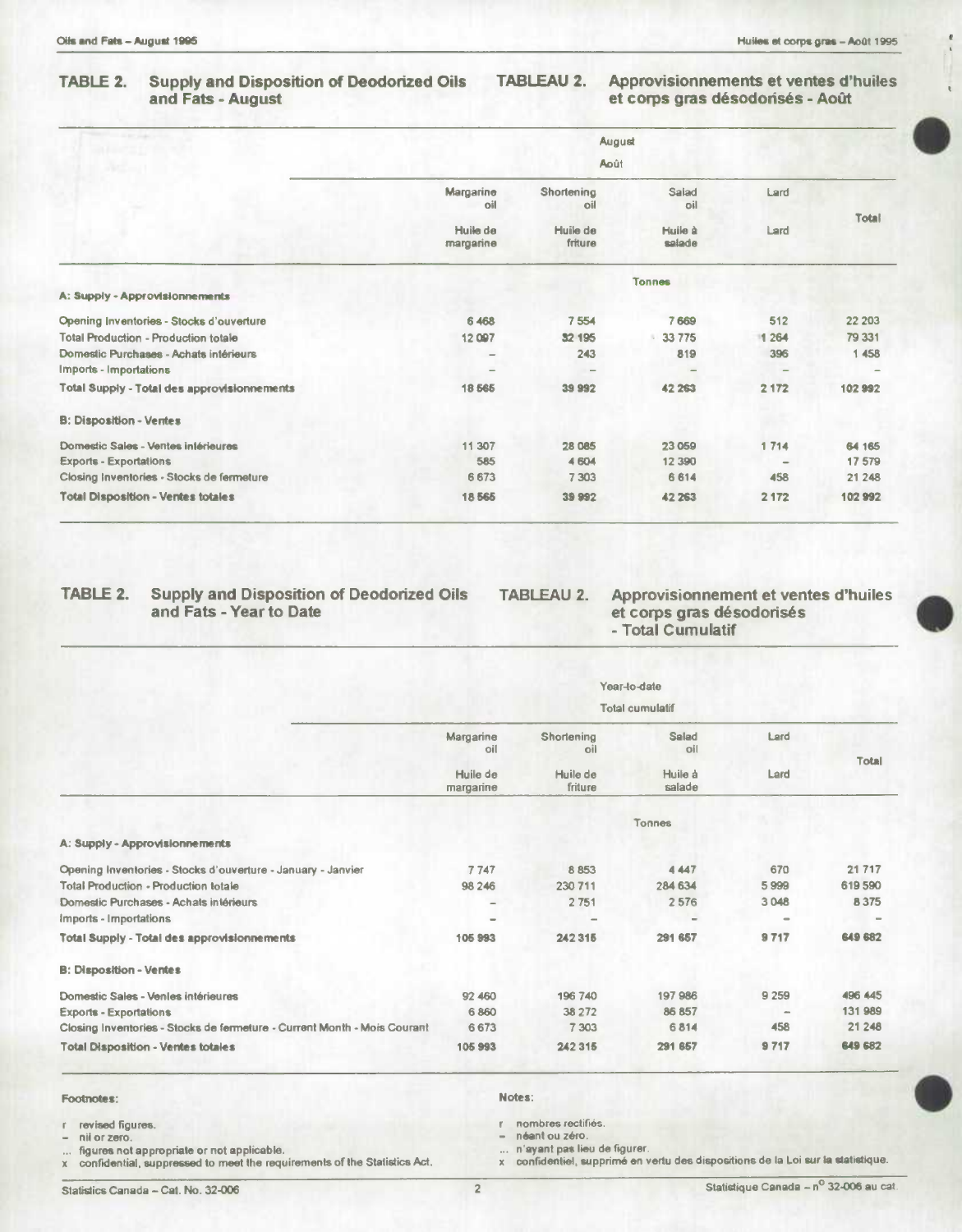## TABLE 2. Supply and Disposition of Deodorized Oils and Fats - August

## TABLEAU 2. Approvisionnements et ventes d'huiles et corps gras désodorisés - Août

| | August / Août | | | | |
|---|---|---|---|---|---|
| | Margarine oil / Huile de margarine | Shortening oil / Huile de friture | Salad oil / Huile à salade | Lard / Lard | Total |
| | Tonnes | | | | |
| **A: Supply - Approvisionnements** | | | | | |
| Opening Inventories - Stocks d'ouverture | 6 468 | 7 554 | 7 669 | 512 | 22 203 |
| Total Production - Production totale | 12 097 | 32 195 | 33 775 | 1 264 | 79 331 |
| Domestic Purchases - Achats intérieurs | – | 243 | 819 | 396 | 1 458 |
| Imports - Importations | – | – | – | – | – |
| **Total Supply - Total des approvisionnements** | **18 565** | **39 992** | **42 263** | **2 172** | **102 992** |
| **B: Disposition - Ventes** | | | | | |
| Domestic Sales - Ventes intérieures | 11 307 | 28 085 | 23 059 | 1 714 | 64 165 |
| Exports - Exportations | 585 | 4 604 | 12 390 | – | 17 579 |
| Closing Inventories - Stocks de fermeture | 6 673 | 7 303 | 6 814 | 458 | 21 248 |
| **Total Disposition - Ventes totales** | **18 565** | **39 992** | **42 263** | **2 172** | **102 992** |

## TABLE 2. Supply and Disposition of Deodorized Oils and Fats - Year to Date

## TABLEAU 2. Approvisionnement et ventes d'huiles et corps gras désodorisés - Total Cumulatif

| | Year-to-date / Total cumulatif | | | | |
|---|---|---|---|---|---|
| | Margarine oil / Huile de margarine | Shortening oil / Huile de friture | Salad oil / Huile à salade | Lard / Lard | Total |
| | Tonnes | | | | |
| **A: Supply - Approvisionnements** | | | | | |
| Opening Inventories - Stocks d'ouverture - January - Janvier | 7 747 | 8 853 | 4 447 | 670 | 21 717 |
| Total Production - Production totale | 98 246 | 230 711 | 284 634 | 5 999 | 619 590 |
| Domestic Purchases - Achats intérieurs | – | 2 751 | 2 576 | 3 048 | 8 375 |
| Imports - Importations | – | – | – | – | – |
| **Total Supply - Total des approvisionnements** | **105 993** | **242 315** | **291 657** | **9 717** | **649 682** |
| **B: Disposition - Ventes** | | | | | |
| Domestic Sales - Ventes intérieures | 92 460 | 196 740 | 197 986 | 9 259 | 496 445 |
| Exports - Exportations | 6 860 | 38 272 | 86 857 | – | 131 989 |
| Closing Inventories - Stocks de fermeture - Current Month - Mois Courant | 6 673 | 7 303 | 6 814 | 458 | 21 248 |
| **Total Disposition - Ventes totales** | **105 993** | **242 315** | **291 657** | **9 717** | **649 682** |

**Footnotes:**

- r revised figures.
- – nil or zero.
- ... figures not appropriate or not applicable.
- x confidential, suppressed to meet the requirements of the Statistics Act.

**Notes:**

- r nombres rectifiés.
- – néant ou zéro.
- ... n'ayant pas lieu de figurer.
- x confidentiel, supprimé en vertu des dispositions de la Loi sur la statistique.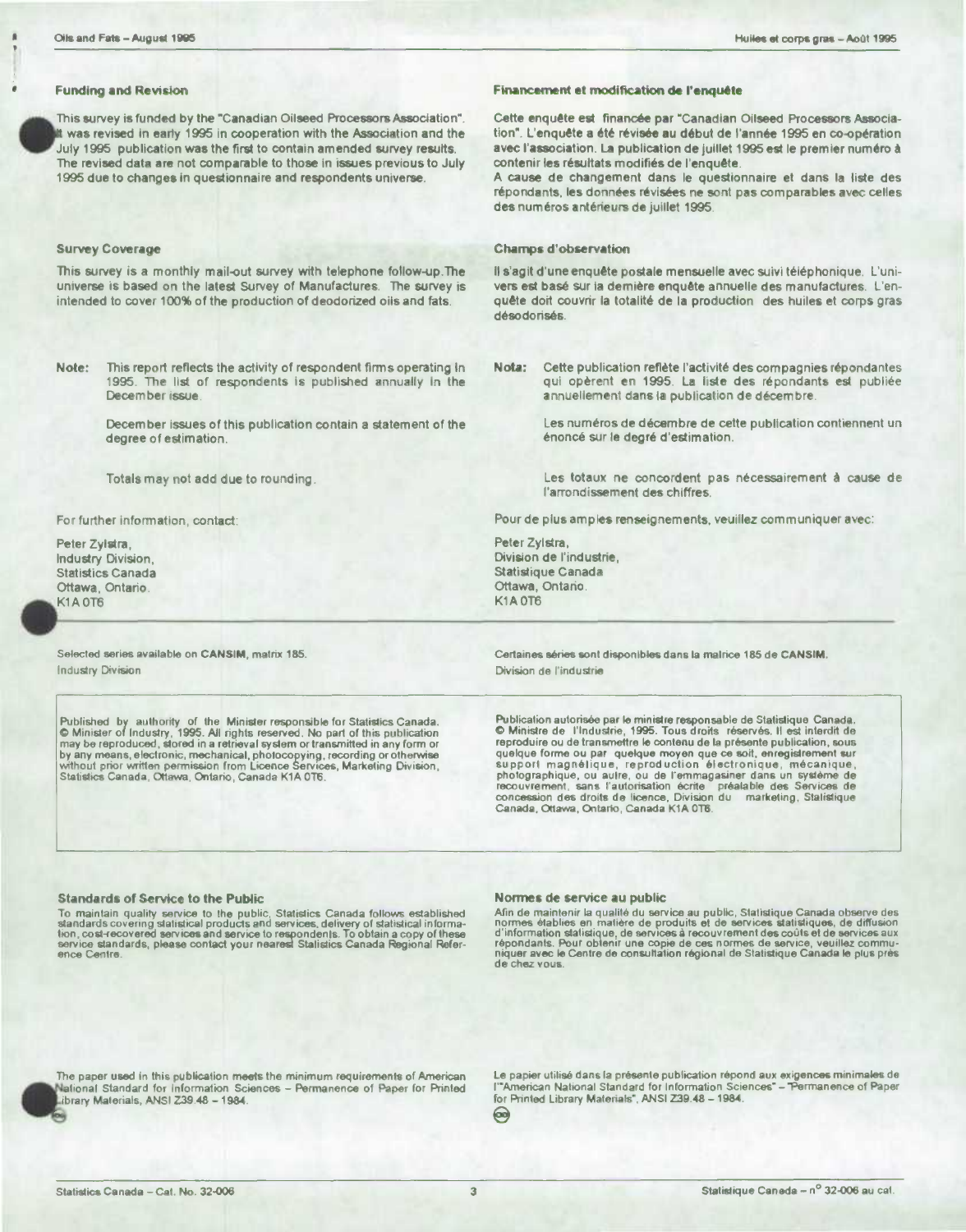### Funding and Revision

This survey is funded by the "Canadian Oilseed Processors Association". It was revised in early 1995 in cooperation with the Association and the July 1995 publication was the first to contain amended survey results. The revised data are not comparable to those in issues previous to July 1995 due to changes in questionnaire and respondents universe.

### Survey Coverage

This survey is a monthly mail-out survey with telephone follow-up. The universe is based on the latest Survey of Manufactures. The survey is intended to cover 100% of the production of deodorized oils and fats.

**Note:** This report reflects the activity of respondent firms operating in 1995. The list of respondents is published annually in the December issue.

December issues of this publication contain a statement of the degree of estimation.

Totals may not add due to rounding.

For further information, contact:

Peter Zylstra,
Industry Division,
Statistics Canada
Ottawa, Ontario.
K1A 0T6

### Financement et modification de l'enquête

Cette enquête est financée par "Canadian Oilseed Processors Association". L'enquête a été révisée au début de l'année 1995 en co-opération avec l'association. La publication de juillet 1995 est le premier numéro à contenir les résultats modifiés de l'enquête.
A cause de changement dans le questionnaire et dans la liste des répondants, les données révisées ne sont pas comparables avec celles des numéros antérieurs de juillet 1995.

### Champs d'observation

Il s'agit d'une enquête postale mensuelle avec suivi téléphonique. L'univers est basé sur la dernière enquête annuelle des manufactures. L'enquête doit couvrir la totalité de la production des huiles et corps gras désodorisés.

**Nota:** Cette publication reflète l'activité des compagnies répondantes qui opèrent en 1995. La liste des répondants est publiée annuellement dans la publication de décembre.

Les numéros de décembre de cette publication contiennent un énoncé sur le degré d'estimation.

Les totaux ne concordent pas nécessairement à cause de l'arrondissement des chiffres.

Pour de plus amples renseignements, veuillez communiquer avec:

Peter Zylstra,
Division de l'industrie,
Statistique Canada
Ottawa, Ontario.
K1A 0T6

---

Selected series available on **CANSIM**, matrix 185.

Industry Division

Certaines séries sont disponibles dans la matrice 185 de **CANSIM**.

Division de l'industrie

Published by authority of the Minister responsible for Statistics Canada.
© Minister of Industry, 1995. All rights reserved. No part of this publication may be reproduced, stored in a retrieval system or transmitted in any form or by any means, electronic, mechanical, photocopying, recording or otherwise without prior written permission from Licence Services, Marketing Division, Statistics Canada, Ottawa, Ontario, Canada K1A 0T6.

Publication autorisée par le ministre responsable de Statistique Canada.
© Ministre de l'Industrie, 1995. Tous droits réservés. Il est interdit de reproduire ou de transmettre le contenu de la présente publication, sous quelque forme ou par quelque moyen que ce soit, enregistrement sur support magnétique, reproduction électronique, mécanique, photographique, ou autre, ou de l'emmagasiner dans un système de recouvrement, sans l'autorisation écrite préalable des Services de concession des droits de licence, Division du marketing, Statistique Canada, Ottawa, Ontario, Canada K1A 0T6.

### Standards of Service to the Public

To maintain quality service to the public, Statistics Canada follows established standards covering statistical products and services, delivery of statistical information, cost-recovered services and service to respondents. To obtain a copy of these service standards, please contact your nearest Statistics Canada Regional Reference Centre.

### Normes de service au public

Afin de maintenir la qualité du service au public, Statistique Canada observe des normes établies en matière de produits et de services statistiques, de diffusion d'information statistique, de services à recouvrement des coûts et de services aux répondants. Pour obtenir une copie de ces normes de service, veuillez communiquer avec le Centre de consultation régional de Statistique Canada le plus près de chez vous.

The paper used in this publication meets the minimum requirements of American National Standard for Information Sciences – Permanence of Paper for Printed Library Materials, ANSI Z39.48 – 1984.

Le papier utilisé dans la présente publication répond aux exigences minimales de l'"American National Standard for Information Sciences" – "Permanence of Paper for Printed Library Materials", ANSI Z39.48 – 1984.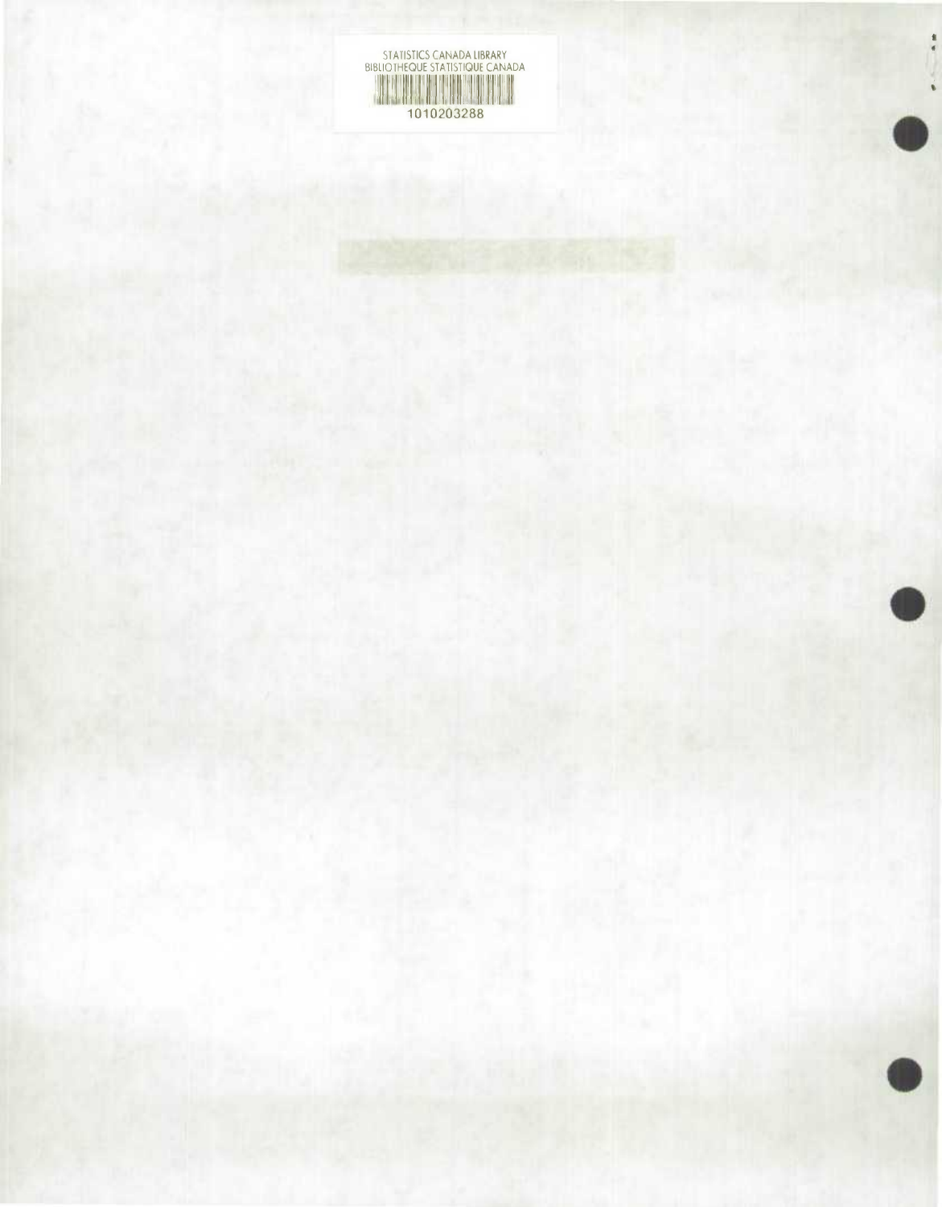STATISTICS CANADA LIBRARY
BIBLIOTHEQUE STATISTIQUE CANADA

1010203288